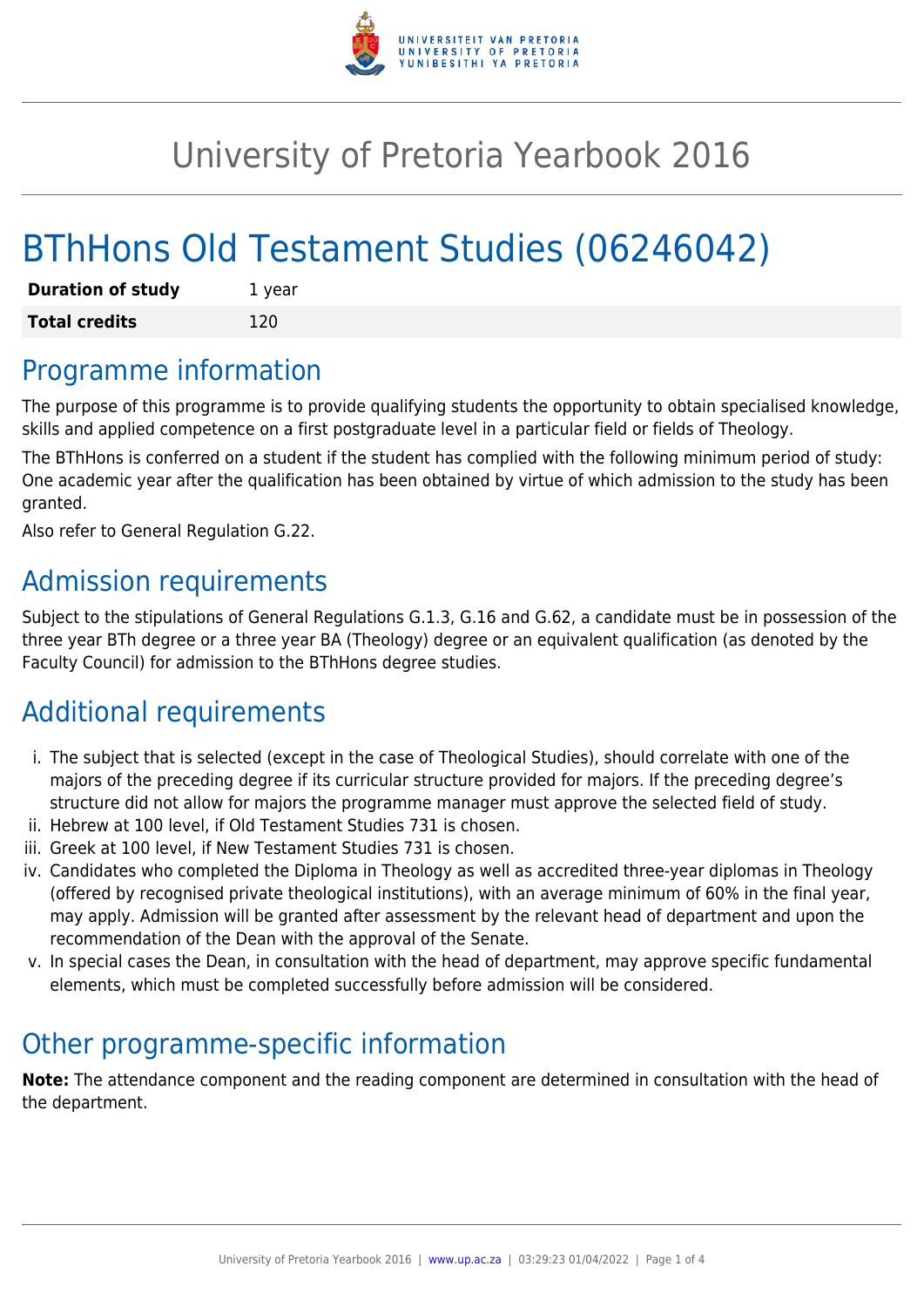# University of Pretoria Yearbook 2016

# BThHons Old Testament Studies (06246042)

| | |
|---|---|
| **Duration of study** | 1 year |
| **Total credits** | 120 |

## Programme information

The purpose of this programme is to provide qualifying students the opportunity to obtain specialised knowledge, skills and applied competence on a first postgraduate level in a particular field or fields of Theology.

The BThHons is conferred on a student if the student has complied with the following minimum period of study: One academic year after the qualification has been obtained by virtue of which admission to the study has been granted.

Also refer to General Regulation G.22.

## Admission requirements

Subject to the stipulations of General Regulations G.1.3, G.16 and G.62, a candidate must be in possession of the three year BTh degree or a three year BA (Theology) degree or an equivalent qualification (as denoted by the Faculty Council) for admission to the BThHons degree studies.

## Additional requirements

i. The subject that is selected (except in the case of Theological Studies), should correlate with one of the majors of the preceding degree if its curricular structure provided for majors. If the preceding degree's structure did not allow for majors the programme manager must approve the selected field of study.
ii. Hebrew at 100 level, if Old Testament Studies 731 is chosen.
iii. Greek at 100 level, if New Testament Studies 731 is chosen.
iv. Candidates who completed the Diploma in Theology as well as accredited three-year diplomas in Theology (offered by recognised private theological institutions), with an average minimum of 60% in the final year, may apply. Admission will be granted after assessment by the relevant head of department and upon the recommendation of the Dean with the approval of the Senate.
v. In special cases the Dean, in consultation with the head of department, may approve specific fundamental elements, which must be completed successfully before admission will be considered.

## Other programme-specific information

**Note:** The attendance component and the reading component are determined in consultation with the head of the department.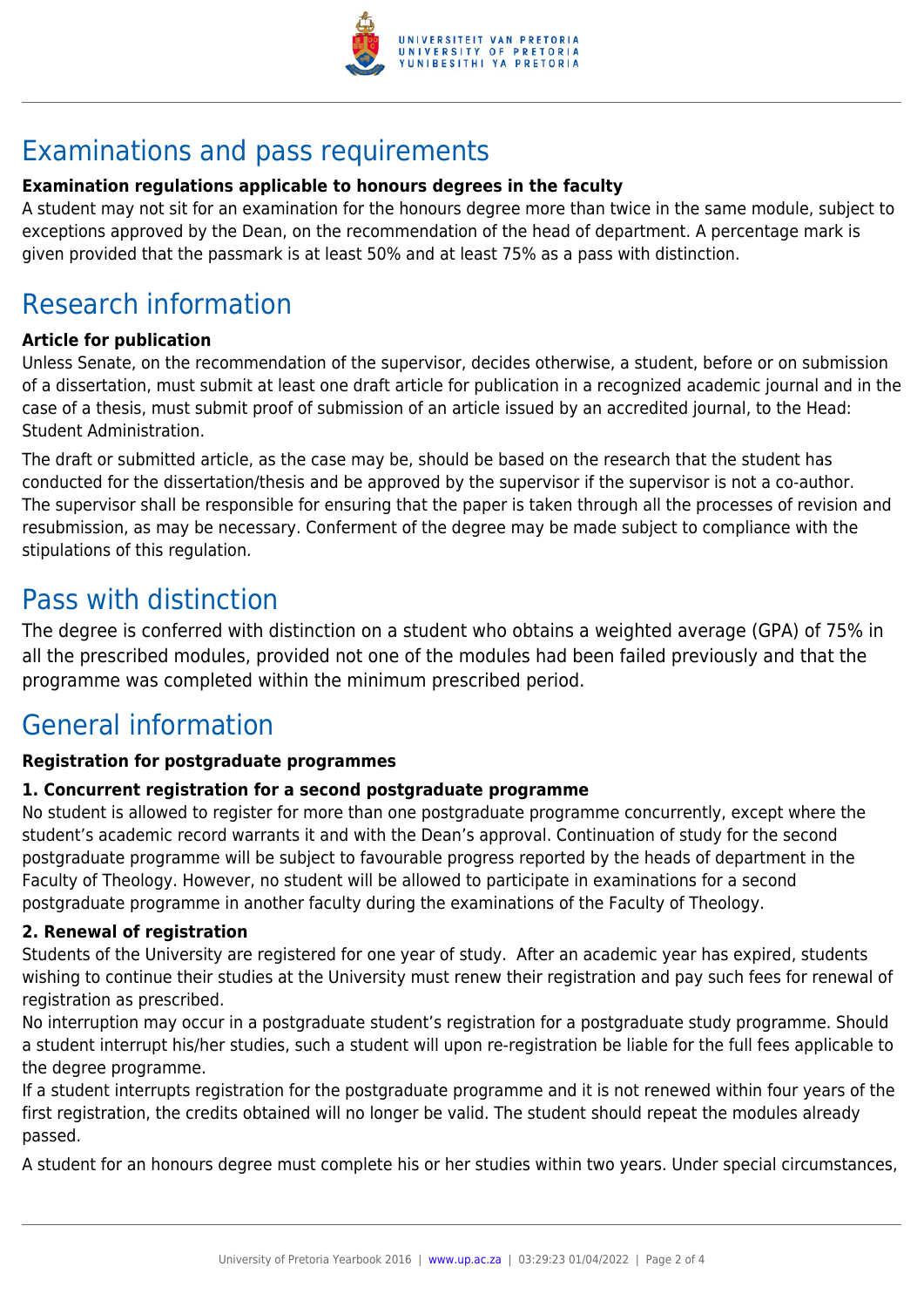# Examinations and pass requirements

**Examination regulations applicable to honours degrees in the faculty**

A student may not sit for an examination for the honours degree more than twice in the same module, subject to exceptions approved by the Dean, on the recommendation of the head of department. A percentage mark is given provided that the passmark is at least 50% and at least 75% as a pass with distinction.

# Research information

**Article for publication**

Unless Senate, on the recommendation of the supervisor, decides otherwise, a student, before or on submission of a dissertation, must submit at least one draft article for publication in a recognized academic journal and in the case of a thesis, must submit proof of submission of an article issued by an accredited journal, to the Head: Student Administration.

The draft or submitted article, as the case may be, should be based on the research that the student has conducted for the dissertation/thesis and be approved by the supervisor if the supervisor is not a co-author. The supervisor shall be responsible for ensuring that the paper is taken through all the processes of revision and resubmission, as may be necessary. Conferment of the degree may be made subject to compliance with the stipulations of this regulation.

# Pass with distinction

The degree is conferred with distinction on a student who obtains a weighted average (GPA) of 75% in all the prescribed modules, provided not one of the modules had been failed previously and that the programme was completed within the minimum prescribed period.

# General information

**Registration for postgraduate programmes**

**1. Concurrent registration for a second postgraduate programme**

No student is allowed to register for more than one postgraduate programme concurrently, except where the student's academic record warrants it and with the Dean's approval. Continuation of study for the second postgraduate programme will be subject to favourable progress reported by the heads of department in the Faculty of Theology. However, no student will be allowed to participate in examinations for a second postgraduate programme in another faculty during the examinations of the Faculty of Theology.

**2. Renewal of registration**

Students of the University are registered for one year of study. After an academic year has expired, students wishing to continue their studies at the University must renew their registration and pay such fees for renewal of registration as prescribed.

No interruption may occur in a postgraduate student's registration for a postgraduate study programme. Should a student interrupt his/her studies, such a student will upon re-registration be liable for the full fees applicable to the degree programme.

If a student interrupts registration for the postgraduate programme and it is not renewed within four years of the first registration, the credits obtained will no longer be valid. The student should repeat the modules already passed.

A student for an honours degree must complete his or her studies within two years. Under special circumstances,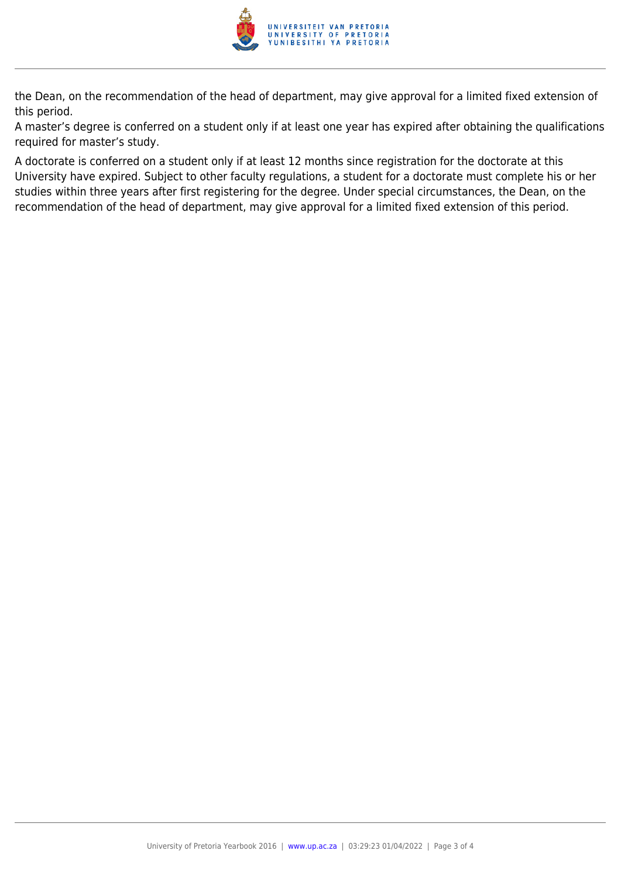the Dean, on the recommendation of the head of department, may give approval for a limited fixed extension of this period.

A master's degree is conferred on a student only if at least one year has expired after obtaining the qualifications required for master's study.

A doctorate is conferred on a student only if at least 12 months since registration for the doctorate at this University have expired. Subject to other faculty regulations, a student for a doctorate must complete his or her studies within three years after first registering for the degree. Under special circumstances, the Dean, on the recommendation of the head of department, may give approval for a limited fixed extension of this period.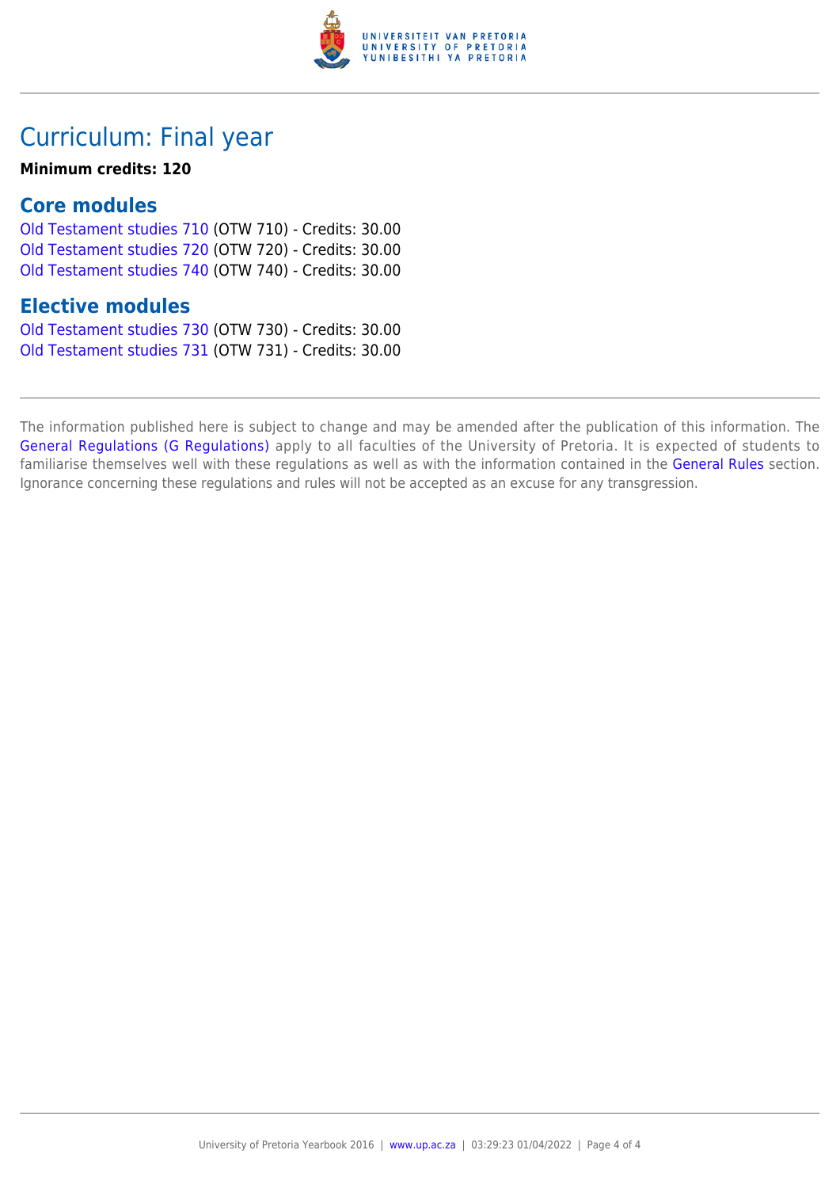## Curriculum: Final year

**Minimum credits: 120**

### Core modules

Old Testament studies 710 (OTW 710) - Credits: 30.00
Old Testament studies 720 (OTW 720) - Credits: 30.00
Old Testament studies 740 (OTW 740) - Credits: 30.00

### Elective modules

Old Testament studies 730 (OTW 730) - Credits: 30.00
Old Testament studies 731 (OTW 731) - Credits: 30.00

The information published here is subject to change and may be amended after the publication of this information. The General Regulations (G Regulations) apply to all faculties of the University of Pretoria. It is expected of students to familiarise themselves well with these regulations as well as with the information contained in the General Rules section. Ignorance concerning these regulations and rules will not be accepted as an excuse for any transgression.